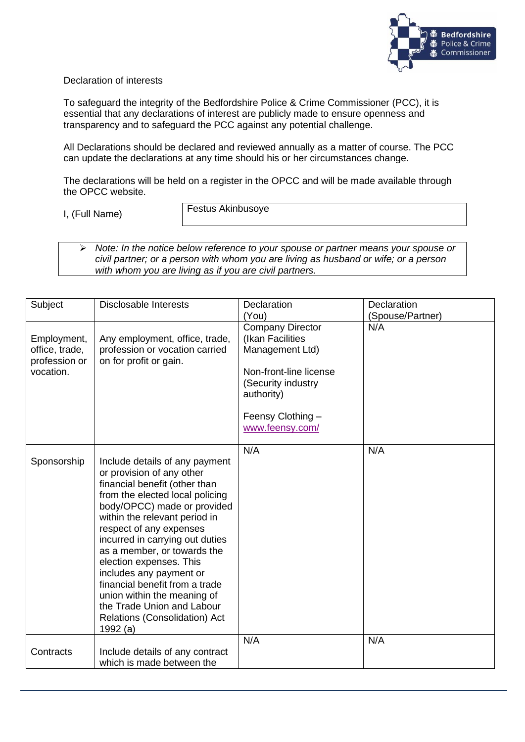Declaration of interests

To safeguard the integrity of the Bedfordshire Police & Crime Commissioner (PCC), it is essential that any declarations of interest are publicly made to ensure openness and transparency and to safeguard the PCC against any potential challenge.

All Declarations should be declared and reviewed annually as a matter of course. The PCC can update the declarations at any time should his or her circumstances change.

The declarations will be held on a register in the OPCC and will be made available through the OPCC website.

I, (Full Name) Festus Akinbusoye

> *Note: In the notice below reference to your spouse or partner means your spouse or civil partner; or a person with whom you are living as husband or wife; or a person with whom you are living as if you are civil partners.*

| Subject | Disclosable Interests | Declaration (You) | Declaration (Spouse/Partner) |
|---|---|---|---|
| Employment, office, trade, profession or vocation. | Any employment, office, trade, profession or vocation carried on for profit or gain. | Company Director (Ikan Facilities Management Ltd)<br><br>Non-front-line license (Security industry authority)<br><br>Feensy Clothing – www.feensy.com/ | N/A |
| Sponsorship | Include details of any payment or provision of any other financial benefit (other than from the elected local policing body/OPCC) made or provided within the relevant period in respect of any expenses incurred in carrying out duties as a member, or towards the election expenses. This includes any payment or financial benefit from a trade union within the meaning of the Trade Union and Labour Relations (Consolidation) Act 1992 (a) | N/A | N/A |
| Contracts | Include details of any contract which is made between the | N/A | N/A |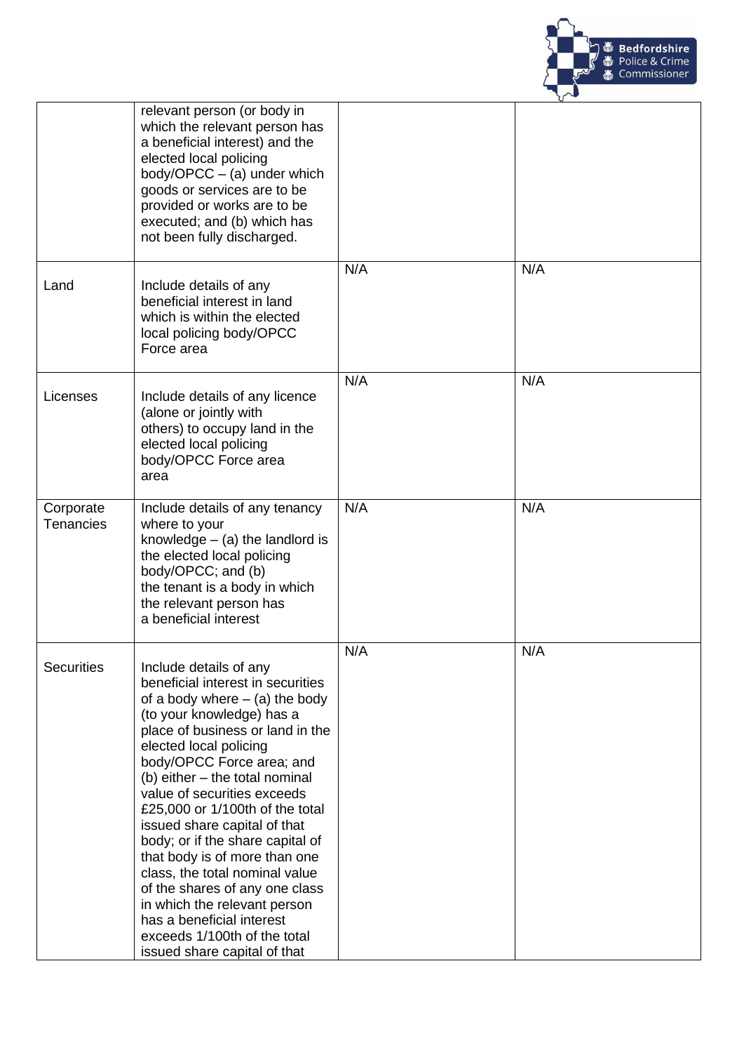| | | | |
|---|---|---|---|
| | relevant person (or body in which the relevant person has a beneficial interest) and the elected local policing body/OPCC – (a) under which goods or services are to be provided or works are to be executed; and (b) which has not been fully discharged. | | |
| Land | Include details of any beneficial interest in land which is within the elected local policing body/OPCC Force area | N/A | N/A |
| Licenses | Include details of any licence (alone or jointly with others) to occupy land in the elected local policing body/OPCC Force area area | N/A | N/A |
| Corporate Tenancies | Include details of any tenancy where to your knowledge – (a) the landlord is the elected local policing body/OPCC; and (b) the tenant is a body in which the relevant person has a beneficial interest | N/A | N/A |
| Securities | Include details of any beneficial interest in securities of a body where – (a) the body (to your knowledge) has a place of business or land in the elected local policing body/OPCC Force area; and (b) either – the total nominal value of securities exceeds £25,000 or 1/100th of the total issued share capital of that body; or if the share capital of that body is of more than one class, the total nominal value of the shares of any one class in which the relevant person has a beneficial interest exceeds 1/100th of the total issued share capital of that | N/A | N/A |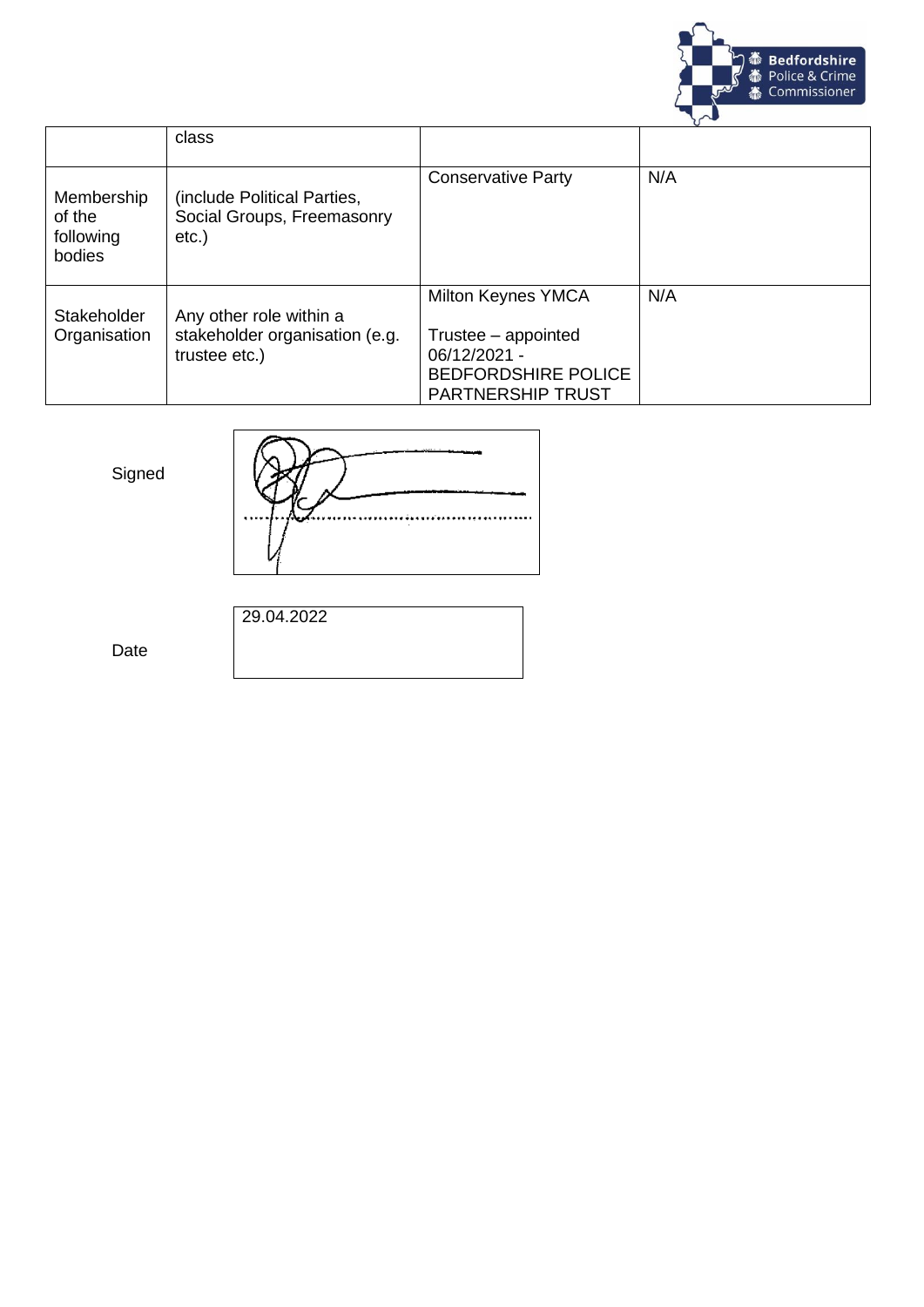| | | | |
|---|---|---|---|
| | class | | |
| Membership of the following bodies | (include Political Parties, Social Groups, Freemasonry etc.) | Conservative Party | N/A |
| Stakeholder Organisation | Any other role within a stakeholder organisation (e.g. trustee etc.) | Milton Keynes YMCA<br><br>Trustee – appointed 06/12/2021 - BEDFORDSHIRE POLICE PARTNERSHIP TRUST | N/A |

Signed

Date 29.04.2022